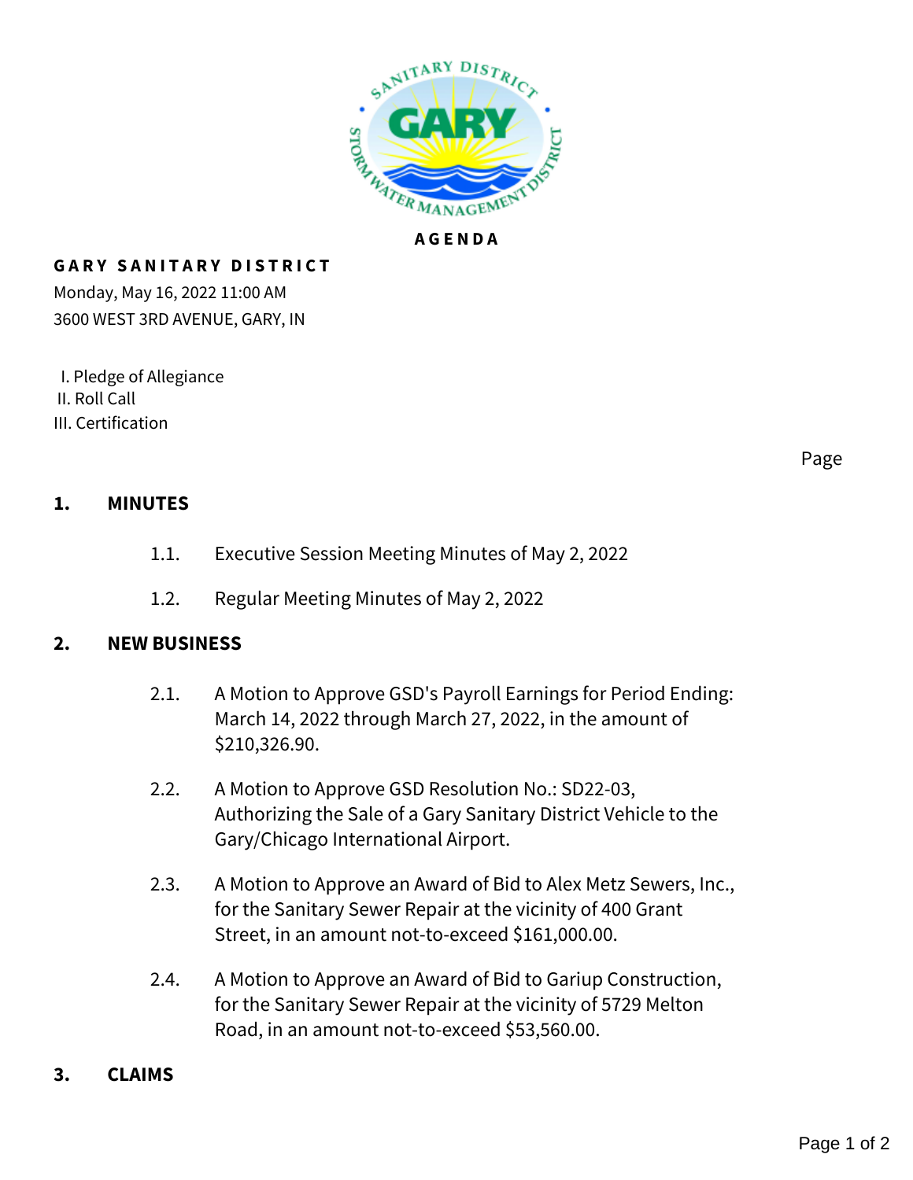**AGENDA**

# GARY SANITARY DISTRICT

Monday, May 16, 2022 11:00 AM
3600 WEST 3RD AVENUE, GARY, IN

I. Pledge of Allegiance
II. Roll Call
III. Certification

Page

## 1. MINUTES

1.1. Executive Session Meeting Minutes of May 2, 2022

1.2. Regular Meeting Minutes of May 2, 2022

## 2. NEW BUSINESS

2.1. A Motion to Approve GSD's Payroll Earnings for Period Ending: March 14, 2022 through March 27, 2022, in the amount of $210,326.90.

2.2. A Motion to Approve GSD Resolution No.: SD22-03, Authorizing the Sale of a Gary Sanitary District Vehicle to the Gary/Chicago International Airport.

2.3. A Motion to Approve an Award of Bid to Alex Metz Sewers, Inc., for the Sanitary Sewer Repair at the vicinity of 400 Grant Street, in an amount not-to-exceed $161,000.00.

2.4. A Motion to Approve an Award of Bid to Gariup Construction, for the Sanitary Sewer Repair at the vicinity of 5729 Melton Road, in an amount not-to-exceed $53,560.00.

## 3. CLAIMS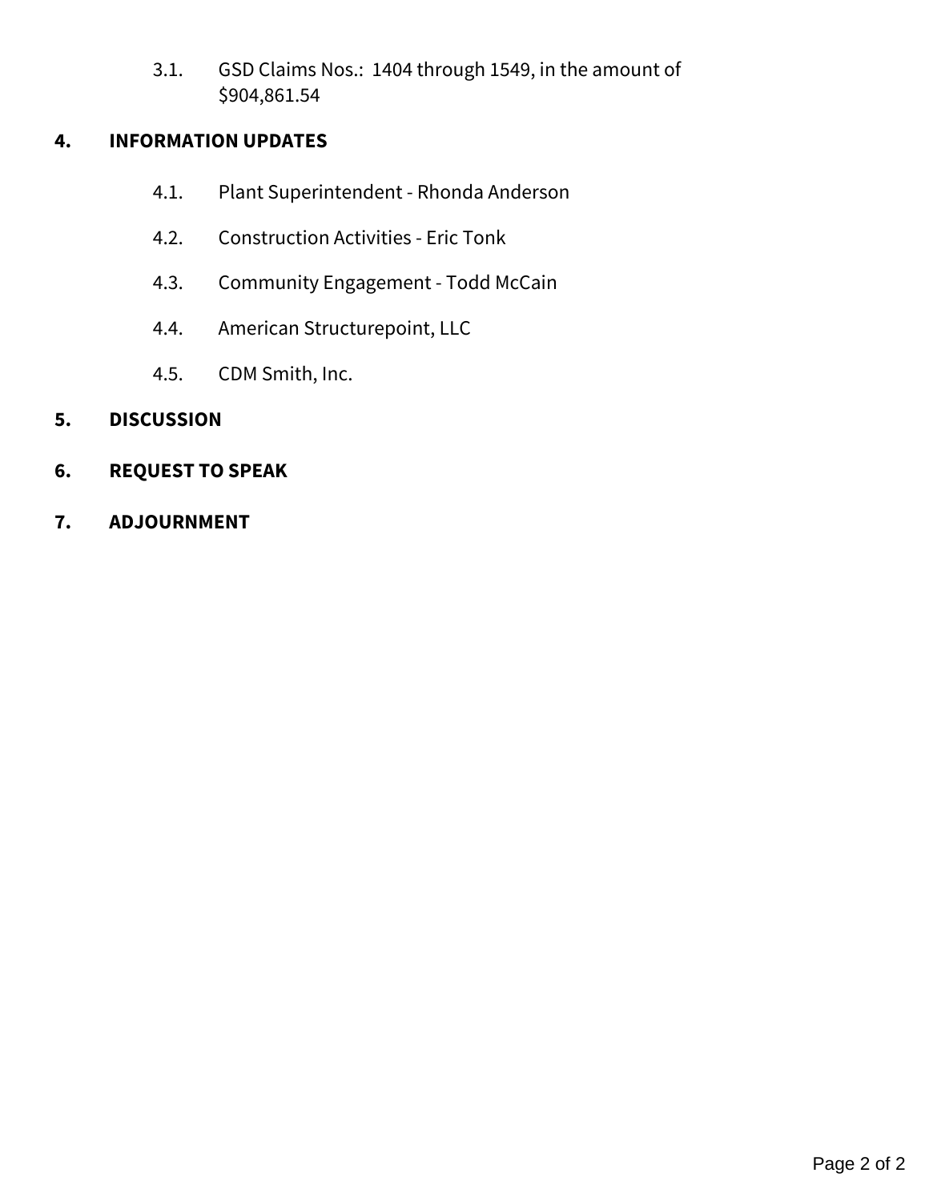3.1. GSD Claims Nos.: 1404 through 1549, in the amount of $904,861.54

## 4. INFORMATION UPDATES

4.1. Plant Superintendent - Rhonda Anderson

4.2. Construction Activities - Eric Tonk

4.3. Community Engagement - Todd McCain

4.4. American Structurepoint, LLC

4.5. CDM Smith, Inc.

## 5. DISCUSSION

## 6. REQUEST TO SPEAK

## 7. ADJOURNMENT